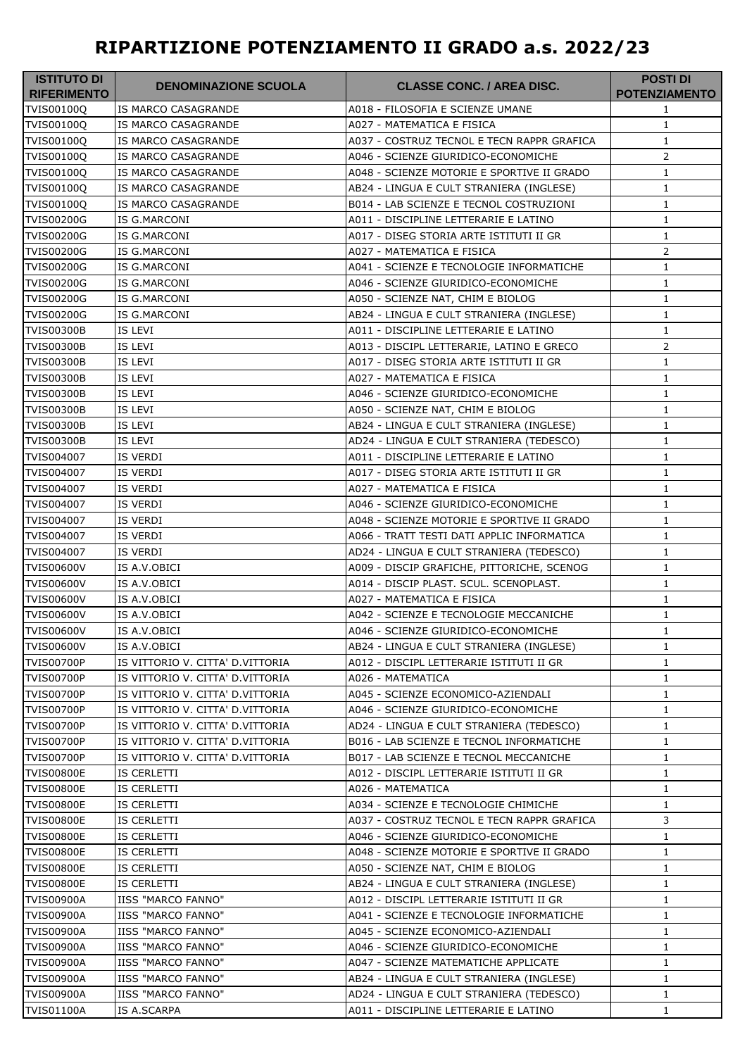# RIPARTIZIONE POTENZIAMENTO II GRADO a.s. 2022/23

| ISTITUTO DI RIFERIMENTO | DENOMINAZIONE SCUOLA | CLASSE CONC. / AREA DISC. | POSTI DI POTENZIAMENTO |
|---|---|---|---|
| TVIS00100Q | IS MARCO CASAGRANDE | A018 - FILOSOFIA E SCIENZE UMANE | 1 |
| TVIS00100Q | IS MARCO CASAGRANDE | A027 - MATEMATICA E FISICA | 1 |
| TVIS00100Q | IS MARCO CASAGRANDE | A037 - COSTRUZ TECNOL E TECN RAPPR GRAFICA | 1 |
| TVIS00100Q | IS MARCO CASAGRANDE | A046 - SCIENZE GIURIDICO-ECONOMICHE | 2 |
| TVIS00100Q | IS MARCO CASAGRANDE | A048 - SCIENZE MOTORIE E SPORTIVE II GRADO | 1 |
| TVIS00100Q | IS MARCO CASAGRANDE | AB24 - LINGUA E CULT STRANIERA (INGLESE) | 1 |
| TVIS00100Q | IS MARCO CASAGRANDE | B014 - LAB SCIENZE E TECNOL COSTRUZIONI | 1 |
| TVIS00200G | IS G.MARCONI | A011 - DISCIPLINE LETTERARIE E LATINO | 1 |
| TVIS00200G | IS G.MARCONI | A017 - DISEG STORIA ARTE ISTITUTI II GR | 1 |
| TVIS00200G | IS G.MARCONI | A027 - MATEMATICA E FISICA | 2 |
| TVIS00200G | IS G.MARCONI | A041 - SCIENZE E TECNOLOGIE INFORMATICHE | 1 |
| TVIS00200G | IS G.MARCONI | A046 - SCIENZE GIURIDICO-ECONOMICHE | 1 |
| TVIS00200G | IS G.MARCONI | A050 - SCIENZE NAT, CHIM E BIOLOG | 1 |
| TVIS00200G | IS G.MARCONI | AB24 - LINGUA E CULT STRANIERA (INGLESE) | 1 |
| TVIS00300B | IS LEVI | A011 - DISCIPLINE LETTERARIE E LATINO | 1 |
| TVIS00300B | IS LEVI | A013 - DISCIPL LETTERARIE, LATINO E GRECO | 2 |
| TVIS00300B | IS LEVI | A017 - DISEG STORIA ARTE ISTITUTI II GR | 1 |
| TVIS00300B | IS LEVI | A027 - MATEMATICA E FISICA | 1 |
| TVIS00300B | IS LEVI | A046 - SCIENZE GIURIDICO-ECONOMICHE | 1 |
| TVIS00300B | IS LEVI | A050 - SCIENZE NAT, CHIM E BIOLOG | 1 |
| TVIS00300B | IS LEVI | AB24 - LINGUA E CULT STRANIERA (INGLESE) | 1 |
| TVIS00300B | IS LEVI | AD24 - LINGUA E CULT STRANIERA (TEDESCO) | 1 |
| TVIS004007 | IS VERDI | A011 - DISCIPLINE LETTERARIE E LATINO | 1 |
| TVIS004007 | IS VERDI | A017 - DISEG STORIA ARTE ISTITUTI II GR | 1 |
| TVIS004007 | IS VERDI | A027 - MATEMATICA E FISICA | 1 |
| TVIS004007 | IS VERDI | A046 - SCIENZE GIURIDICO-ECONOMICHE | 1 |
| TVIS004007 | IS VERDI | A048 - SCIENZE MOTORIE E SPORTIVE II GRADO | 1 |
| TVIS004007 | IS VERDI | A066 - TRATT TESTI DATI APPLIC INFORMATICA | 1 |
| TVIS004007 | IS VERDI | AD24 - LINGUA E CULT STRANIERA (TEDESCO) | 1 |
| TVIS00600V | IS A.V.OBICI | A009 - DISCIP GRAFICHE, PITTORICHE, SCENOG | 1 |
| TVIS00600V | IS A.V.OBICI | A014 - DISCIP PLAST. SCUL. SCENOPLAST. | 1 |
| TVIS00600V | IS A.V.OBICI | A027 - MATEMATICA E FISICA | 1 |
| TVIS00600V | IS A.V.OBICI | A042 - SCIENZE E TECNOLOGIE MECCANICHE | 1 |
| TVIS00600V | IS A.V.OBICI | A046 - SCIENZE GIURIDICO-ECONOMICHE | 1 |
| TVIS00600V | IS A.V.OBICI | AB24 - LINGUA E CULT STRANIERA (INGLESE) | 1 |
| TVIS00700P | IS VITTORIO V. CITTA' D.VITTORIA | A012 - DISCIPL LETTERARIE ISTITUTI II GR | 1 |
| TVIS00700P | IS VITTORIO V. CITTA' D.VITTORIA | A026 - MATEMATICA | 1 |
| TVIS00700P | IS VITTORIO V. CITTA' D.VITTORIA | A045 - SCIENZE ECONOMICO-AZIENDALI | 1 |
| TVIS00700P | IS VITTORIO V. CITTA' D.VITTORIA | A046 - SCIENZE GIURIDICO-ECONOMICHE | 1 |
| TVIS00700P | IS VITTORIO V. CITTA' D.VITTORIA | AD24 - LINGUA E CULT STRANIERA (TEDESCO) | 1 |
| TVIS00700P | IS VITTORIO V. CITTA' D.VITTORIA | B016 - LAB SCIENZE E TECNOL INFORMATICHE | 1 |
| TVIS00700P | IS VITTORIO V. CITTA' D.VITTORIA | B017 - LAB SCIENZE E TECNOL MECCANICHE | 1 |
| TVIS00800E | IS CERLETTI | A012 - DISCIPL LETTERARIE ISTITUTI II GR | 1 |
| TVIS00800E | IS CERLETTI | A026 - MATEMATICA | 1 |
| TVIS00800E | IS CERLETTI | A034 - SCIENZE E TECNOLOGIE CHIMICHE | 1 |
| TVIS00800E | IS CERLETTI | A037 - COSTRUZ TECNOL E TECN RAPPR GRAFICA | 3 |
| TVIS00800E | IS CERLETTI | A046 - SCIENZE GIURIDICO-ECONOMICHE | 1 |
| TVIS00800E | IS CERLETTI | A048 - SCIENZE MOTORIE E SPORTIVE II GRADO | 1 |
| TVIS00800E | IS CERLETTI | A050 - SCIENZE NAT, CHIM E BIOLOG | 1 |
| TVIS00800E | IS CERLETTI | AB24 - LINGUA E CULT STRANIERA (INGLESE) | 1 |
| TVIS00900A | IISS "MARCO FANNO" | A012 - DISCIPL LETTERARIE ISTITUTI II GR | 1 |
| TVIS00900A | IISS "MARCO FANNO" | A041 - SCIENZE E TECNOLOGIE INFORMATICHE | 1 |
| TVIS00900A | IISS "MARCO FANNO" | A045 - SCIENZE ECONOMICO-AZIENDALI | 1 |
| TVIS00900A | IISS "MARCO FANNO" | A046 - SCIENZE GIURIDICO-ECONOMICHE | 1 |
| TVIS00900A | IISS "MARCO FANNO" | A047 - SCIENZE MATEMATICHE APPLICATE | 1 |
| TVIS00900A | IISS "MARCO FANNO" | AB24 - LINGUA E CULT STRANIERA (INGLESE) | 1 |
| TVIS00900A | IISS "MARCO FANNO" | AD24 - LINGUA E CULT STRANIERA (TEDESCO) | 1 |
| TVIS01100A | IS A.SCARPA | A011 - DISCIPLINE LETTERARIE E LATINO | 1 |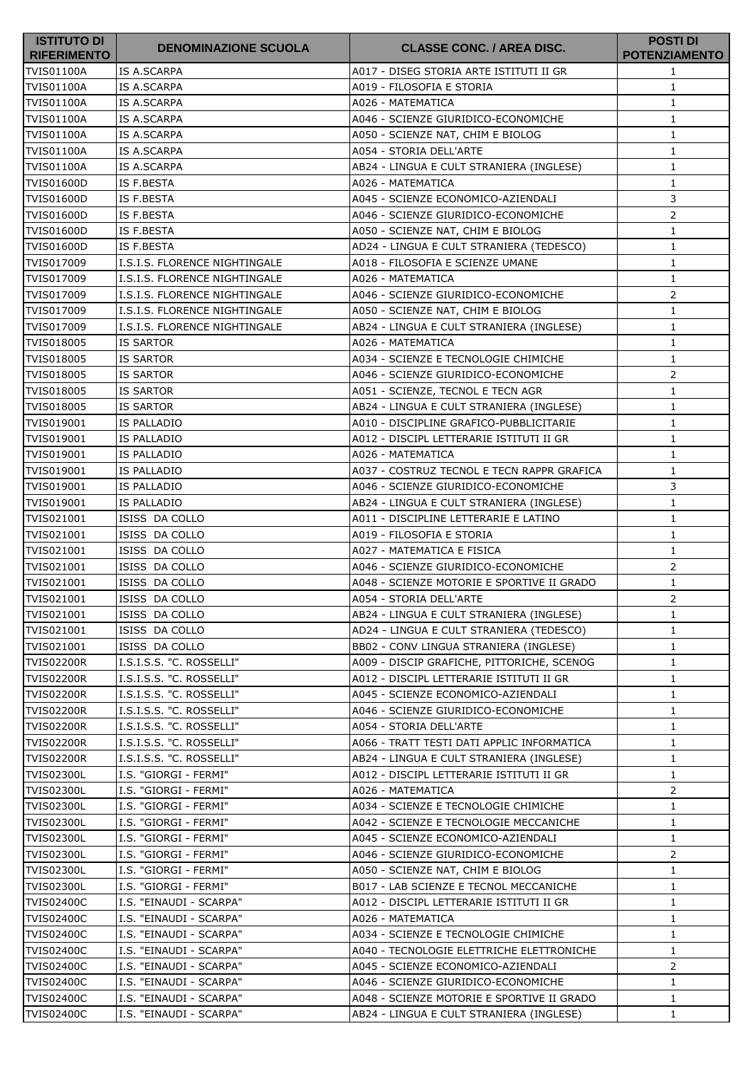| ISTITUTO DI RIFERIMENTO | DENOMINAZIONE SCUOLA | CLASSE CONC. / AREA DISC. | POSTI DI POTENZIAMENTO |
|---|---|---|---|
| TVIS01100A | IS A.SCARPA | A017 - DISEG STORIA ARTE ISTITUTI II GR | 1 |
| TVIS01100A | IS A.SCARPA | A019 - FILOSOFIA E STORIA | 1 |
| TVIS01100A | IS A.SCARPA | A026 - MATEMATICA | 1 |
| TVIS01100A | IS A.SCARPA | A046 - SCIENZE GIURIDICO-ECONOMICHE | 1 |
| TVIS01100A | IS A.SCARPA | A050 - SCIENZE NAT, CHIM E BIOLOG | 1 |
| TVIS01100A | IS A.SCARPA | A054 - STORIA DELL'ARTE | 1 |
| TVIS01100A | IS A.SCARPA | AB24 - LINGUA E CULT STRANIERA (INGLESE) | 1 |
| TVIS01600D | IS F.BESTA | A026 - MATEMATICA | 1 |
| TVIS01600D | IS F.BESTA | A045 - SCIENZE ECONOMICO-AZIENDALI | 3 |
| TVIS01600D | IS F.BESTA | A046 - SCIENZE GIURIDICO-ECONOMICHE | 2 |
| TVIS01600D | IS F.BESTA | A050 - SCIENZE NAT, CHIM E BIOLOG | 1 |
| TVIS01600D | IS F.BESTA | AD24 - LINGUA E CULT STRANIERA (TEDESCO) | 1 |
| TVIS017009 | I.S.I.S. FLORENCE NIGHTINGALE | A018 - FILOSOFIA E SCIENZE UMANE | 1 |
| TVIS017009 | I.S.I.S. FLORENCE NIGHTINGALE | A026 - MATEMATICA | 1 |
| TVIS017009 | I.S.I.S. FLORENCE NIGHTINGALE | A046 - SCIENZE GIURIDICO-ECONOMICHE | 2 |
| TVIS017009 | I.S.I.S. FLORENCE NIGHTINGALE | A050 - SCIENZE NAT, CHIM E BIOLOG | 1 |
| TVIS017009 | I.S.I.S. FLORENCE NIGHTINGALE | AB24 - LINGUA E CULT STRANIERA (INGLESE) | 1 |
| TVIS018005 | IS SARTOR | A026 - MATEMATICA | 1 |
| TVIS018005 | IS SARTOR | A034 - SCIENZE E TECNOLOGIE CHIMICHE | 1 |
| TVIS018005 | IS SARTOR | A046 - SCIENZE GIURIDICO-ECONOMICHE | 2 |
| TVIS018005 | IS SARTOR | A051 - SCIENZE, TECNOL E TECN AGR | 1 |
| TVIS018005 | IS SARTOR | AB24 - LINGUA E CULT STRANIERA (INGLESE) | 1 |
| TVIS019001 | IS PALLADIO | A010 - DISCIPLINE GRAFICO-PUBBLICITARIE | 1 |
| TVIS019001 | IS PALLADIO | A012 - DISCIPL LETTERARIE ISTITUTI II GR | 1 |
| TVIS019001 | IS PALLADIO | A026 - MATEMATICA | 1 |
| TVIS019001 | IS PALLADIO | A037 - COSTRUZ TECNOL E TECN RAPPR GRAFICA | 1 |
| TVIS019001 | IS PALLADIO | A046 - SCIENZE GIURIDICO-ECONOMICHE | 3 |
| TVIS019001 | IS PALLADIO | AB24 - LINGUA E CULT STRANIERA (INGLESE) | 1 |
| TVIS021001 | ISISS DA COLLO | A011 - DISCIPLINE LETTERARIE E LATINO | 1 |
| TVIS021001 | ISISS DA COLLO | A019 - FILOSOFIA E STORIA | 1 |
| TVIS021001 | ISISS DA COLLO | A027 - MATEMATICA E FISICA | 1 |
| TVIS021001 | ISISS DA COLLO | A046 - SCIENZE GIURIDICO-ECONOMICHE | 2 |
| TVIS021001 | ISISS DA COLLO | A048 - SCIENZE MOTORIE E SPORTIVE II GRADO | 1 |
| TVIS021001 | ISISS DA COLLO | A054 - STORIA DELL'ARTE | 2 |
| TVIS021001 | ISISS DA COLLO | AB24 - LINGUA E CULT STRANIERA (INGLESE) | 1 |
| TVIS021001 | ISISS DA COLLO | AD24 - LINGUA E CULT STRANIERA (TEDESCO) | 1 |
| TVIS021001 | ISISS DA COLLO | BB02 - CONV LINGUA STRANIERA (INGLESE) | 1 |
| TVIS02200R | I.S.I.S.S. "C. ROSSELLI" | A009 - DISCIP GRAFICHE, PITTORICHE, SCENOG | 1 |
| TVIS02200R | I.S.I.S.S. "C. ROSSELLI" | A012 - DISCIPL LETTERARIE ISTITUTI II GR | 1 |
| TVIS02200R | I.S.I.S.S. "C. ROSSELLI" | A045 - SCIENZE ECONOMICO-AZIENDALI | 1 |
| TVIS02200R | I.S.I.S.S. "C. ROSSELLI" | A046 - SCIENZE GIURIDICO-ECONOMICHE | 1 |
| TVIS02200R | I.S.I.S.S. "C. ROSSELLI" | A054 - STORIA DELL'ARTE | 1 |
| TVIS02200R | I.S.I.S.S. "C. ROSSELLI" | A066 - TRATT TESTI DATI APPLIC INFORMATICA | 1 |
| TVIS02200R | I.S.I.S.S. "C. ROSSELLI" | AB24 - LINGUA E CULT STRANIERA (INGLESE) | 1 |
| TVIS02300L | I.S. "GIORGI - FERMI" | A012 - DISCIPL LETTERARIE ISTITUTI II GR | 1 |
| TVIS02300L | I.S. "GIORGI - FERMI" | A026 - MATEMATICA | 2 |
| TVIS02300L | I.S. "GIORGI - FERMI" | A034 - SCIENZE E TECNOLOGIE CHIMICHE | 1 |
| TVIS02300L | I.S. "GIORGI - FERMI" | A042 - SCIENZE E TECNOLOGIE MECCANICHE | 1 |
| TVIS02300L | I.S. "GIORGI - FERMI" | A045 - SCIENZE ECONOMICO-AZIENDALI | 1 |
| TVIS02300L | I.S. "GIORGI - FERMI" | A046 - SCIENZE GIURIDICO-ECONOMICHE | 2 |
| TVIS02300L | I.S. "GIORGI - FERMI" | A050 - SCIENZE NAT, CHIM E BIOLOG | 1 |
| TVIS02300L | I.S. "GIORGI - FERMI" | B017 - LAB SCIENZE E TECNOL MECCANICHE | 1 |
| TVIS02400C | I.S. "EINAUDI - SCARPA" | A012 - DISCIPL LETTERARIE ISTITUTI II GR | 1 |
| TVIS02400C | I.S. "EINAUDI - SCARPA" | A026 - MATEMATICA | 1 |
| TVIS02400C | I.S. "EINAUDI - SCARPA" | A034 - SCIENZE E TECNOLOGIE CHIMICHE | 1 |
| TVIS02400C | I.S. "EINAUDI - SCARPA" | A040 - TECNOLOGIE ELETTRICHE ELETTRONICHE | 1 |
| TVIS02400C | I.S. "EINAUDI - SCARPA" | A045 - SCIENZE ECONOMICO-AZIENDALI | 2 |
| TVIS02400C | I.S. "EINAUDI - SCARPA" | A046 - SCIENZE GIURIDICO-ECONOMICHE | 1 |
| TVIS02400C | I.S. "EINAUDI - SCARPA" | A048 - SCIENZE MOTORIE E SPORTIVE II GRADO | 1 |
| TVIS02400C | I.S. "EINAUDI - SCARPA" | AB24 - LINGUA E CULT STRANIERA (INGLESE) | 1 |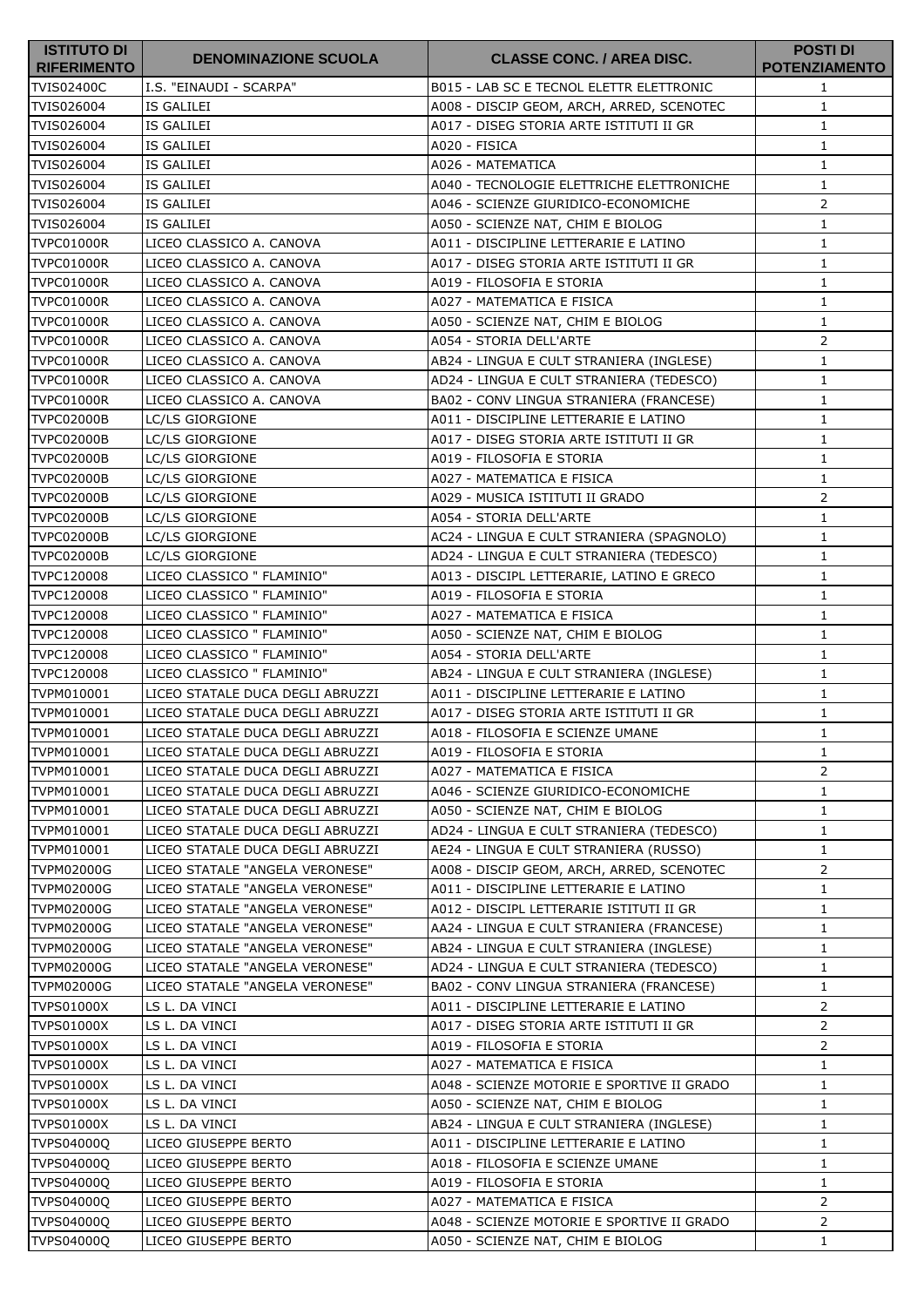| ISTITUTO DI RIFERIMENTO | DENOMINAZIONE SCUOLA | CLASSE CONC. / AREA DISC. | POSTI DI POTENZIAMENTO |
|---|---|---|---|
| TVIS02400C | I.S. "EINAUDI - SCARPA" | B015 - LAB SC E TECNOL ELETTR ELETTRONIC | 1 |
| TVIS026004 | IS GALILEI | A008 - DISCIP GEOM, ARCH, ARRED, SCENOTEC | 1 |
| TVIS026004 | IS GALILEI | A017 - DISEG STORIA ARTE ISTITUTI II GR | 1 |
| TVIS026004 | IS GALILEI | A020 - FISICA | 1 |
| TVIS026004 | IS GALILEI | A026 - MATEMATICA | 1 |
| TVIS026004 | IS GALILEI | A040 - TECNOLOGIE ELETTRICHE ELETTRONICHE | 1 |
| TVIS026004 | IS GALILEI | A046 - SCIENZE GIURIDICO-ECONOMICHE | 2 |
| TVIS026004 | IS GALILEI | A050 - SCIENZE NAT, CHIM E BIOLOG | 1 |
| TVPC01000R | LICEO CLASSICO A. CANOVA | A011 - DISCIPLINE LETTERARIE E LATINO | 1 |
| TVPC01000R | LICEO CLASSICO A. CANOVA | A017 - DISEG STORIA ARTE ISTITUTI II GR | 1 |
| TVPC01000R | LICEO CLASSICO A. CANOVA | A019 - FILOSOFIA E STORIA | 1 |
| TVPC01000R | LICEO CLASSICO A. CANOVA | A027 - MATEMATICA E FISICA | 1 |
| TVPC01000R | LICEO CLASSICO A. CANOVA | A050 - SCIENZE NAT, CHIM E BIOLOG | 1 |
| TVPC01000R | LICEO CLASSICO A. CANOVA | A054 - STORIA DELL'ARTE | 2 |
| TVPC01000R | LICEO CLASSICO A. CANOVA | AB24 - LINGUA E CULT STRANIERA (INGLESE) | 1 |
| TVPC01000R | LICEO CLASSICO A. CANOVA | AD24 - LINGUA E CULT STRANIERA (TEDESCO) | 1 |
| TVPC01000R | LICEO CLASSICO A. CANOVA | BA02 - CONV LINGUA STRANIERA (FRANCESE) | 1 |
| TVPC02000B | LC/LS GIORGIONE | A011 - DISCIPLINE LETTERARIE E LATINO | 1 |
| TVPC02000B | LC/LS GIORGIONE | A017 - DISEG STORIA ARTE ISTITUTI II GR | 1 |
| TVPC02000B | LC/LS GIORGIONE | A019 - FILOSOFIA E STORIA | 1 |
| TVPC02000B | LC/LS GIORGIONE | A027 - MATEMATICA E FISICA | 1 |
| TVPC02000B | LC/LS GIORGIONE | A029 - MUSICA ISTITUTI II GRADO | 2 |
| TVPC02000B | LC/LS GIORGIONE | A054 - STORIA DELL'ARTE | 1 |
| TVPC02000B | LC/LS GIORGIONE | AC24 - LINGUA E CULT STRANIERA (SPAGNOLO) | 1 |
| TVPC02000B | LC/LS GIORGIONE | AD24 - LINGUA E CULT STRANIERA (TEDESCO) | 1 |
| TVPC120008 | LICEO CLASSICO " FLAMINIO" | A013 - DISCIPL LETTERARIE, LATINO E GRECO | 1 |
| TVPC120008 | LICEO CLASSICO " FLAMINIO" | A019 - FILOSOFIA E STORIA | 1 |
| TVPC120008 | LICEO CLASSICO " FLAMINIO" | A027 - MATEMATICA E FISICA | 1 |
| TVPC120008 | LICEO CLASSICO " FLAMINIO" | A050 - SCIENZE NAT, CHIM E BIOLOG | 1 |
| TVPC120008 | LICEO CLASSICO " FLAMINIO" | A054 - STORIA DELL'ARTE | 1 |
| TVPC120008 | LICEO CLASSICO " FLAMINIO" | AB24 - LINGUA E CULT STRANIERA (INGLESE) | 1 |
| TVPM010001 | LICEO STATALE DUCA DEGLI ABRUZZI | A011 - DISCIPLINE LETTERARIE E LATINO | 1 |
| TVPM010001 | LICEO STATALE DUCA DEGLI ABRUZZI | A017 - DISEG STORIA ARTE ISTITUTI II GR | 1 |
| TVPM010001 | LICEO STATALE DUCA DEGLI ABRUZZI | A018 - FILOSOFIA E SCIENZE UMANE | 1 |
| TVPM010001 | LICEO STATALE DUCA DEGLI ABRUZZI | A019 - FILOSOFIA E STORIA | 1 |
| TVPM010001 | LICEO STATALE DUCA DEGLI ABRUZZI | A027 - MATEMATICA E FISICA | 2 |
| TVPM010001 | LICEO STATALE DUCA DEGLI ABRUZZI | A046 - SCIENZE GIURIDICO-ECONOMICHE | 1 |
| TVPM010001 | LICEO STATALE DUCA DEGLI ABRUZZI | A050 - SCIENZE NAT, CHIM E BIOLOG | 1 |
| TVPM010001 | LICEO STATALE DUCA DEGLI ABRUZZI | AD24 - LINGUA E CULT STRANIERA (TEDESCO) | 1 |
| TVPM010001 | LICEO STATALE DUCA DEGLI ABRUZZI | AE24 - LINGUA E CULT STRANIERA (RUSSO) | 1 |
| TVPM02000G | LICEO STATALE "ANGELA VERONESE" | A008 - DISCIP GEOM, ARCH, ARRED, SCENOTEC | 2 |
| TVPM02000G | LICEO STATALE "ANGELA VERONESE" | A011 - DISCIPLINE LETTERARIE E LATINO | 1 |
| TVPM02000G | LICEO STATALE "ANGELA VERONESE" | A012 - DISCIPL LETTERARIE ISTITUTI II GR | 1 |
| TVPM02000G | LICEO STATALE "ANGELA VERONESE" | AA24 - LINGUA E CULT STRANIERA (FRANCESE) | 1 |
| TVPM02000G | LICEO STATALE "ANGELA VERONESE" | AB24 - LINGUA E CULT STRANIERA (INGLESE) | 1 |
| TVPM02000G | LICEO STATALE "ANGELA VERONESE" | AD24 - LINGUA E CULT STRANIERA (TEDESCO) | 1 |
| TVPM02000G | LICEO STATALE "ANGELA VERONESE" | BA02 - CONV LINGUA STRANIERA (FRANCESE) | 1 |
| TVPS01000X | LS L. DA VINCI | A011 - DISCIPLINE LETTERARIE E LATINO | 2 |
| TVPS01000X | LS L. DA VINCI | A017 - DISEG STORIA ARTE ISTITUTI II GR | 2 |
| TVPS01000X | LS L. DA VINCI | A019 - FILOSOFIA E STORIA | 2 |
| TVPS01000X | LS L. DA VINCI | A027 - MATEMATICA E FISICA | 1 |
| TVPS01000X | LS L. DA VINCI | A048 - SCIENZE MOTORIE E SPORTIVE II GRADO | 1 |
| TVPS01000X | LS L. DA VINCI | A050 - SCIENZE NAT, CHIM E BIOLOG | 1 |
| TVPS01000X | LS L. DA VINCI | AB24 - LINGUA E CULT STRANIERA (INGLESE) | 1 |
| TVPS04000Q | LICEO GIUSEPPE BERTO | A011 - DISCIPLINE LETTERARIE E LATINO | 1 |
| TVPS04000Q | LICEO GIUSEPPE BERTO | A018 - FILOSOFIA E SCIENZE UMANE | 1 |
| TVPS04000Q | LICEO GIUSEPPE BERTO | A019 - FILOSOFIA E STORIA | 1 |
| TVPS04000Q | LICEO GIUSEPPE BERTO | A027 - MATEMATICA E FISICA | 2 |
| TVPS04000Q | LICEO GIUSEPPE BERTO | A048 - SCIENZE MOTORIE E SPORTIVE II GRADO | 2 |
| TVPS04000Q | LICEO GIUSEPPE BERTO | A050 - SCIENZE NAT, CHIM E BIOLOG | 1 |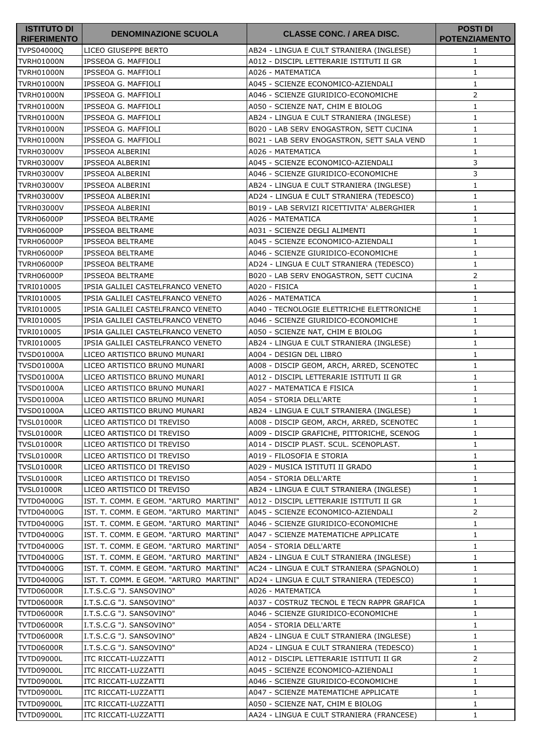| ISTITUTO DI RIFERIMENTO | DENOMINAZIONE SCUOLA | CLASSE CONC. / AREA DISC. | POSTI DI POTENZIAMENTO |
|---|---|---|---|
| TVPS04000Q | LICEO GIUSEPPE BERTO | AB24 - LINGUA E CULT STRANIERA (INGLESE) | 1 |
| TVRH01000N | IPSSEOA G. MAFFIOLI | A012 - DISCIPL LETTERARIE ISTITUTI II GR | 1 |
| TVRH01000N | IPSSEOA G. MAFFIOLI | A026 - MATEMATICA | 1 |
| TVRH01000N | IPSSEOA G. MAFFIOLI | A045 - SCIENZE ECONOMICO-AZIENDALI | 1 |
| TVRH01000N | IPSSEOA G. MAFFIOLI | A046 - SCIENZE GIURIDICO-ECONOMICHE | 2 |
| TVRH01000N | IPSSEOA G. MAFFIOLI | A050 - SCIENZE NAT, CHIM E BIOLOG | 1 |
| TVRH01000N | IPSSEOA G. MAFFIOLI | AB24 - LINGUA E CULT STRANIERA (INGLESE) | 1 |
| TVRH01000N | IPSSEOA G. MAFFIOLI | B020 - LAB SERV ENOGASTRON, SETT CUCINA | 1 |
| TVRH01000N | IPSSEOA G. MAFFIOLI | B021 - LAB SERV ENOGASTRON, SETT SALA VEND | 1 |
| TVRH03000V | IPSSEOA ALBERINI | A026 - MATEMATICA | 1 |
| TVRH03000V | IPSSEOA ALBERINI | A045 - SCIENZE ECONOMICO-AZIENDALI | 3 |
| TVRH03000V | IPSSEOA ALBERINI | A046 - SCIENZE GIURIDICO-ECONOMICHE | 3 |
| TVRH03000V | IPSSEOA ALBERINI | AB24 - LINGUA E CULT STRANIERA (INGLESE) | 1 |
| TVRH03000V | IPSSEOA ALBERINI | AD24 - LINGUA E CULT STRANIERA (TEDESCO) | 1 |
| TVRH03000V | IPSSEOA ALBERINI | B019 - LAB SERVIZI RICETTIVITA' ALBERGHIER | 1 |
| TVRH06000P | IPSSEOA BELTRAME | A026 - MATEMATICA | 1 |
| TVRH06000P | IPSSEOA BELTRAME | A031 - SCIENZE DEGLI ALIMENTI | 1 |
| TVRH06000P | IPSSEOA BELTRAME | A045 - SCIENZE ECONOMICO-AZIENDALI | 1 |
| TVRH06000P | IPSSEOA BELTRAME | A046 - SCIENZE GIURIDICO-ECONOMICHE | 1 |
| TVRH06000P | IPSSEOA BELTRAME | AD24 - LINGUA E CULT STRANIERA (TEDESCO) | 1 |
| TVRH06000P | IPSSEOA BELTRAME | B020 - LAB SERV ENOGASTRON, SETT CUCINA | 2 |
| TVRI010005 | IPSIA GALILEI CASTELFRANCO VENETO | A020 - FISICA | 1 |
| TVRI010005 | IPSIA GALILEI CASTELFRANCO VENETO | A026 - MATEMATICA | 1 |
| TVRI010005 | IPSIA GALILEI CASTELFRANCO VENETO | A040 - TECNOLOGIE ELETTRICHE ELETTRONICHE | 1 |
| TVRI010005 | IPSIA GALILEI CASTELFRANCO VENETO | A046 - SCIENZE GIURIDICO-ECONOMICHE | 1 |
| TVRI010005 | IPSIA GALILEI CASTELFRANCO VENETO | A050 - SCIENZE NAT, CHIM E BIOLOG | 1 |
| TVRI010005 | IPSIA GALILEI CASTELFRANCO VENETO | AB24 - LINGUA E CULT STRANIERA (INGLESE) | 1 |
| TVSD01000A | LICEO ARTISTICO BRUNO MUNARI | A004 - DESIGN DEL LIBRO | 1 |
| TVSD01000A | LICEO ARTISTICO BRUNO MUNARI | A008 - DISCIP GEOM, ARCH, ARRED, SCENOTEC | 1 |
| TVSD01000A | LICEO ARTISTICO BRUNO MUNARI | A012 - DISCIPL LETTERARIE ISTITUTI II GR | 1 |
| TVSD01000A | LICEO ARTISTICO BRUNO MUNARI | A027 - MATEMATICA E FISICA | 1 |
| TVSD01000A | LICEO ARTISTICO BRUNO MUNARI | A054 - STORIA DELL'ARTE | 1 |
| TVSD01000A | LICEO ARTISTICO BRUNO MUNARI | AB24 - LINGUA E CULT STRANIERA (INGLESE) | 1 |
| TVSL01000R | LICEO ARTISTICO DI TREVISO | A008 - DISCIP GEOM, ARCH, ARRED, SCENOTEC | 1 |
| TVSL01000R | LICEO ARTISTICO DI TREVISO | A009 - DISCIP GRAFICHE, PITTORICHE, SCENOG | 1 |
| TVSL01000R | LICEO ARTISTICO DI TREVISO | A014 - DISCIP PLAST. SCUL. SCENOPLAST. | 1 |
| TVSL01000R | LICEO ARTISTICO DI TREVISO | A019 - FILOSOFIA E STORIA | 1 |
| TVSL01000R | LICEO ARTISTICO DI TREVISO | A029 - MUSICA ISTITUTI II GRADO | 1 |
| TVSL01000R | LICEO ARTISTICO DI TREVISO | A054 - STORIA DELL'ARTE | 1 |
| TVSL01000R | LICEO ARTISTICO DI TREVISO | AB24 - LINGUA E CULT STRANIERA (INGLESE) | 1 |
| TVTD04000G | IST. T. COMM. E GEOM. "ARTURO MARTINI" | A012 - DISCIPL LETTERARIE ISTITUTI II GR | 1 |
| TVTD04000G | IST. T. COMM. E GEOM. "ARTURO MARTINI" | A045 - SCIENZE ECONOMICO-AZIENDALI | 2 |
| TVTD04000G | IST. T. COMM. E GEOM. "ARTURO MARTINI" | A046 - SCIENZE GIURIDICO-ECONOMICHE | 1 |
| TVTD04000G | IST. T. COMM. E GEOM. "ARTURO MARTINI" | A047 - SCIENZE MATEMATICHE APPLICATE | 1 |
| TVTD04000G | IST. T. COMM. E GEOM. "ARTURO MARTINI" | A054 - STORIA DELL'ARTE | 1 |
| TVTD04000G | IST. T. COMM. E GEOM. "ARTURO MARTINI" | AB24 - LINGUA E CULT STRANIERA (INGLESE) | 1 |
| TVTD04000G | IST. T. COMM. E GEOM. "ARTURO MARTINI" | AC24 - LINGUA E CULT STRANIERA (SPAGNOLO) | 1 |
| TVTD04000G | IST. T. COMM. E GEOM. "ARTURO MARTINI" | AD24 - LINGUA E CULT STRANIERA (TEDESCO) | 1 |
| TVTD06000R | I.T.S.C.G "J. SANSOVINO" | A026 - MATEMATICA | 1 |
| TVTD06000R | I.T.S.C.G "J. SANSOVINO" | A037 - COSTRUZ TECNOL E TECN RAPPR GRAFICA | 1 |
| TVTD06000R | I.T.S.C.G "J. SANSOVINO" | A046 - SCIENZE GIURIDICO-ECONOMICHE | 1 |
| TVTD06000R | I.T.S.C.G "J. SANSOVINO" | A054 - STORIA DELL'ARTE | 1 |
| TVTD06000R | I.T.S.C.G "J. SANSOVINO" | AB24 - LINGUA E CULT STRANIERA (INGLESE) | 1 |
| TVTD06000R | I.T.S.C.G "J. SANSOVINO" | AD24 - LINGUA E CULT STRANIERA (TEDESCO) | 1 |
| TVTD09000L | ITC RICCATI-LUZZATTI | A012 - DISCIPL LETTERARIE ISTITUTI II GR | 2 |
| TVTD09000L | ITC RICCATI-LUZZATTI | A045 - SCIENZE ECONOMICO-AZIENDALI | 1 |
| TVTD09000L | ITC RICCATI-LUZZATTI | A046 - SCIENZE GIURIDICO-ECONOMICHE | 1 |
| TVTD09000L | ITC RICCATI-LUZZATTI | A047 - SCIENZE MATEMATICHE APPLICATE | 1 |
| TVTD09000L | ITC RICCATI-LUZZATTI | A050 - SCIENZE NAT, CHIM E BIOLOG | 1 |
| TVTD09000L | ITC RICCATI-LUZZATTI | AA24 - LINGUA E CULT STRANIERA (FRANCESE) | 1 |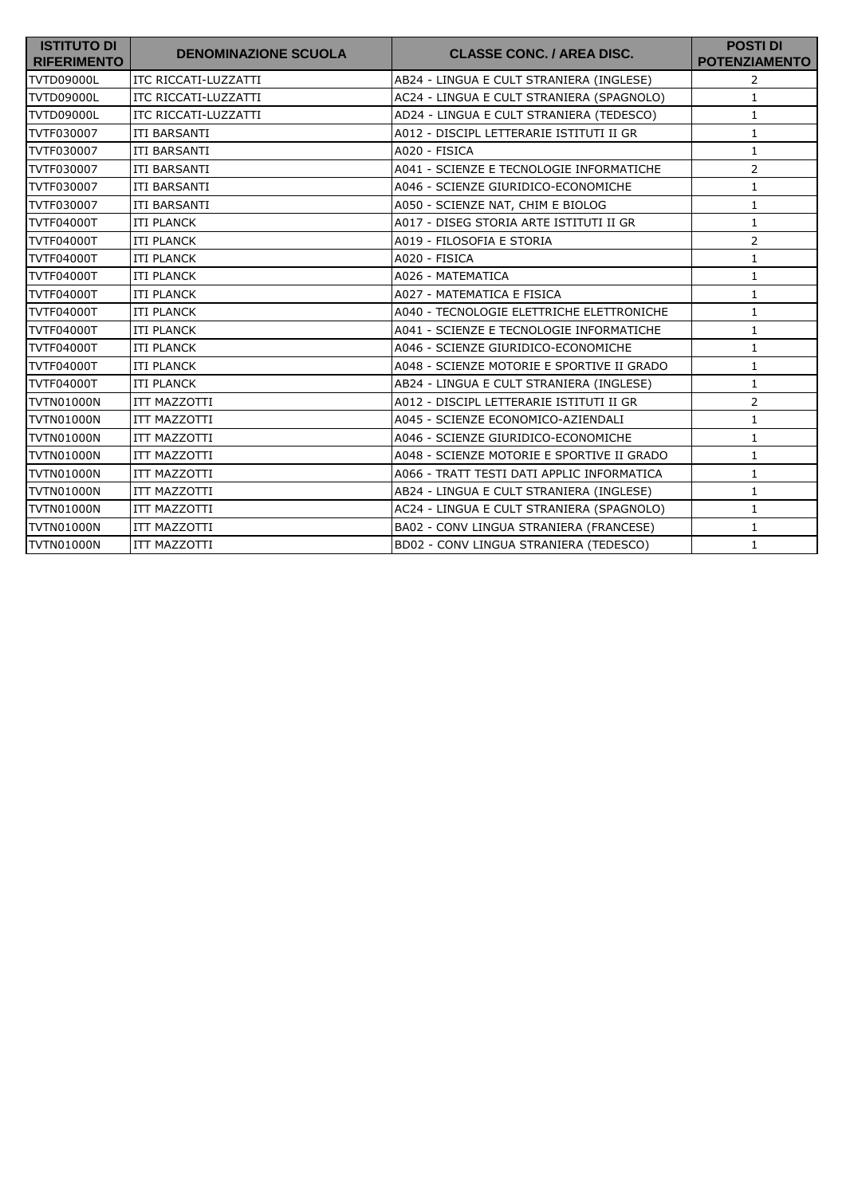| ISTITUTO DI RIFERIMENTO | DENOMINAZIONE SCUOLA | CLASSE CONC. / AREA DISC. | POSTI DI POTENZIAMENTO |
|---|---|---|---|
| TVTD09000L | ITC RICCATI-LUZZATTI | AB24 - LINGUA E CULT STRANIERA (INGLESE) | 2 |
| TVTD09000L | ITC RICCATI-LUZZATTI | AC24 - LINGUA E CULT STRANIERA (SPAGNOLO) | 1 |
| TVTD09000L | ITC RICCATI-LUZZATTI | AD24 - LINGUA E CULT STRANIERA (TEDESCO) | 1 |
| TVTF030007 | ITI BARSANTI | A012 - DISCIPL LETTERARIE ISTITUTI II GR | 1 |
| TVTF030007 | ITI BARSANTI | A020 - FISICA | 1 |
| TVTF030007 | ITI BARSANTI | A041 - SCIENZE E TECNOLOGIE INFORMATICHE | 2 |
| TVTF030007 | ITI BARSANTI | A046 - SCIENZE GIURIDICO-ECONOMICHE | 1 |
| TVTF030007 | ITI BARSANTI | A050 - SCIENZE NAT, CHIM E BIOLOG | 1 |
| TVTF04000T | ITI PLANCK | A017 - DISEG STORIA ARTE ISTITUTI II GR | 1 |
| TVTF04000T | ITI PLANCK | A019 - FILOSOFIA E STORIA | 2 |
| TVTF04000T | ITI PLANCK | A020 - FISICA | 1 |
| TVTF04000T | ITI PLANCK | A026 - MATEMATICA | 1 |
| TVTF04000T | ITI PLANCK | A027 - MATEMATICA E FISICA | 1 |
| TVTF04000T | ITI PLANCK | A040 - TECNOLOGIE ELETTRICHE ELETTRONICHE | 1 |
| TVTF04000T | ITI PLANCK | A041 - SCIENZE E TECNOLOGIE INFORMATICHE | 1 |
| TVTF04000T | ITI PLANCK | A046 - SCIENZE GIURIDICO-ECONOMICHE | 1 |
| TVTF04000T | ITI PLANCK | A048 - SCIENZE MOTORIE E SPORTIVE II GRADO | 1 |
| TVTF04000T | ITI PLANCK | AB24 - LINGUA E CULT STRANIERA (INGLESE) | 1 |
| TVTN01000N | ITT MAZZOTTI | A012 - DISCIPL LETTERARIE ISTITUTI II GR | 2 |
| TVTN01000N | ITT MAZZOTTI | A045 - SCIENZE ECONOMICO-AZIENDALI | 1 |
| TVTN01000N | ITT MAZZOTTI | A046 - SCIENZE GIURIDICO-ECONOMICHE | 1 |
| TVTN01000N | ITT MAZZOTTI | A048 - SCIENZE MOTORIE E SPORTIVE II GRADO | 1 |
| TVTN01000N | ITT MAZZOTTI | A066 - TRATT TESTI DATI APPLIC INFORMATICA | 1 |
| TVTN01000N | ITT MAZZOTTI | AB24 - LINGUA E CULT STRANIERA (INGLESE) | 1 |
| TVTN01000N | ITT MAZZOTTI | AC24 - LINGUA E CULT STRANIERA (SPAGNOLO) | 1 |
| TVTN01000N | ITT MAZZOTTI | BA02 - CONV LINGUA STRANIERA (FRANCESE) | 1 |
| TVTN01000N | ITT MAZZOTTI | BD02 - CONV LINGUA STRANIERA (TEDESCO) | 1 |